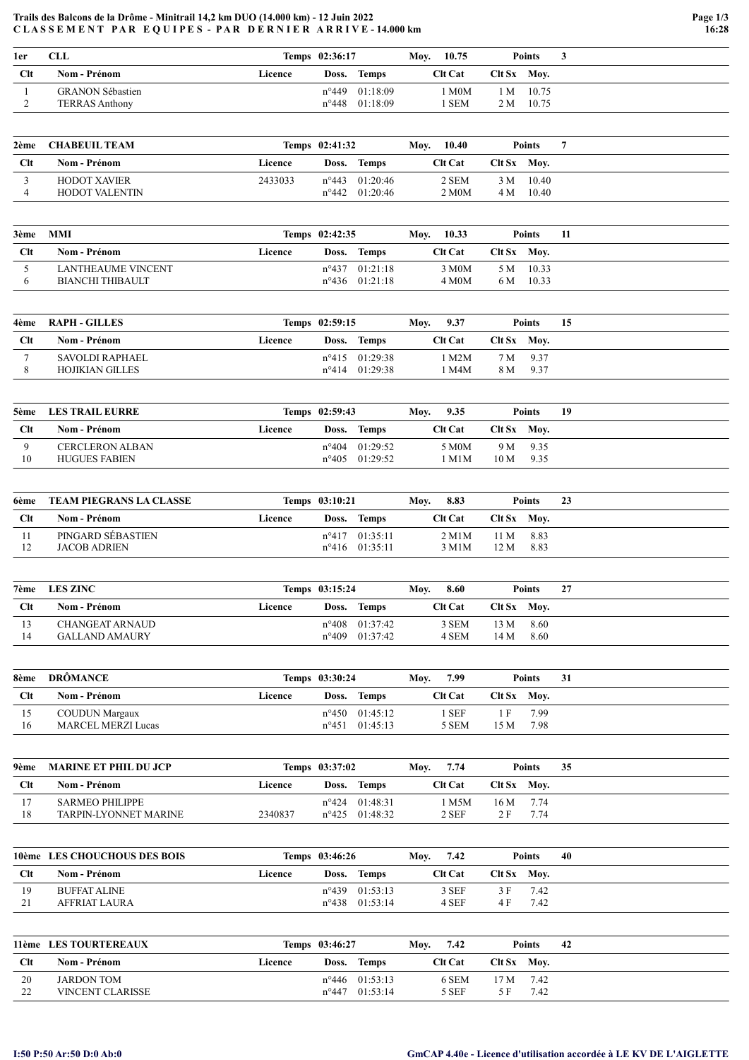**Trails des Balcons de la Drôme - Minitrail 14,2 km DUO (14.000 km) - 12 Juin 2022**
**CLASSEMENT PAR EQUIPES - PAR DERNIER ARRIVE - 14.000 km**

| 1er | CLL | | Temps 02:36:17 | | Moy. 10.75 | Points | 3 |
|---|---|---|---|---|---|---|---|
| **Clt** | **Nom - Prénom** | **Licence** | **Doss.** | **Temps** | **Clt Cat** | **Clt Sx** | **Moy.** |
| 1 | GRANON Sébastien | | n°449 | 01:18:09 | 1 M0M | 1 M | 10.75 |
| 2 | TERRAS Anthony | | n°448 | 01:18:09 | 1 SEM | 2 M | 10.75 |

| 2ème | CHABEUIL TEAM | | Temps 02:41:32 | | Moy. 10.40 | Points | 7 |
|---|---|---|---|---|---|---|---|
| **Clt** | **Nom - Prénom** | **Licence** | **Doss.** | **Temps** | **Clt Cat** | **Clt Sx** | **Moy.** |
| 3 | HODOT XAVIER | 2433033 | n°443 | 01:20:46 | 2 SEM | 3 M | 10.40 |
| 4 | HODOT VALENTIN | | n°442 | 01:20:46 | 2 M0M | 4 M | 10.40 |

| 3ème | MMI | | Temps 02:42:35 | | Moy. 10.33 | Points | 11 |
|---|---|---|---|---|---|---|---|
| **Clt** | **Nom - Prénom** | **Licence** | **Doss.** | **Temps** | **Clt Cat** | **Clt Sx** | **Moy.** |
| 5 | LANTHEAUME VINCENT | | n°437 | 01:21:18 | 3 M0M | 5 M | 10.33 |
| 6 | BIANCHI THIBAULT | | n°436 | 01:21:18 | 4 M0M | 6 M | 10.33 |

| 4ème | RAPH - GILLES | | Temps 02:59:15 | | Moy. 9.37 | Points | 15 |
|---|---|---|---|---|---|---|---|
| **Clt** | **Nom - Prénom** | **Licence** | **Doss.** | **Temps** | **Clt Cat** | **Clt Sx** | **Moy.** |
| 7 | SAVOLDI RAPHAEL | | n°415 | 01:29:38 | 1 M2M | 7 M | 9.37 |
| 8 | HOJIKIAN GILLES | | n°414 | 01:29:38 | 1 M4M | 8 M | 9.37 |

| 5ème | LES TRAIL EURRE | | Temps 02:59:43 | | Moy. 9.35 | Points | 19 |
|---|---|---|---|---|---|---|---|
| **Clt** | **Nom - Prénom** | **Licence** | **Doss.** | **Temps** | **Clt Cat** | **Clt Sx** | **Moy.** |
| 9 | CERCLERON ALBAN | | n°404 | 01:29:52 | 5 M0M | 9 M | 9.35 |
| 10 | HUGUES FABIEN | | n°405 | 01:29:52 | 1 M1M | 10 M | 9.35 |

| 6ème | TEAM PIEGRANS LA CLASSE | | Temps 03:10:21 | | Moy. 8.83 | Points | 23 |
|---|---|---|---|---|---|---|---|
| **Clt** | **Nom - Prénom** | **Licence** | **Doss.** | **Temps** | **Clt Cat** | **Clt Sx** | **Moy.** |
| 11 | PINGARD SÉBASTIEN | | n°417 | 01:35:11 | 2 M1M | 11 M | 8.83 |
| 12 | JACOB ADRIEN | | n°416 | 01:35:11 | 3 M1M | 12 M | 8.83 |

| 7ème | LES ZINC | | Temps 03:15:24 | | Moy. 8.60 | Points | 27 |
|---|---|---|---|---|---|---|---|
| **Clt** | **Nom - Prénom** | **Licence** | **Doss.** | **Temps** | **Clt Cat** | **Clt Sx** | **Moy.** |
| 13 | CHANGEAT ARNAUD | | n°408 | 01:37:42 | 3 SEM | 13 M | 8.60 |
| 14 | GALLAND AMAURY | | n°409 | 01:37:42 | 4 SEM | 14 M | 8.60 |

| 8ème | DRÔMANCE | | Temps 03:30:24 | | Moy. 7.99 | Points | 31 |
|---|---|---|---|---|---|---|---|
| **Clt** | **Nom - Prénom** | **Licence** | **Doss.** | **Temps** | **Clt Cat** | **Clt Sx** | **Moy.** |
| 15 | COUDUN Margaux | | n°450 | 01:45:12 | 1 SEF | 1 F | 7.99 |
| 16 | MARCEL MERZI Lucas | | n°451 | 01:45:13 | 5 SEM | 15 M | 7.98 |

| 9ème | MARINE ET PHIL DU JCP | | Temps 03:37:02 | | Moy. 7.74 | Points | 35 |
|---|---|---|---|---|---|---|---|
| **Clt** | **Nom - Prénom** | **Licence** | **Doss.** | **Temps** | **Clt Cat** | **Clt Sx** | **Moy.** |
| 17 | SARMEO PHILIPPE | | n°424 | 01:48:31 | 1 M5M | 16 M | 7.74 |
| 18 | TARPIN-LYONNET MARINE | 2340837 | n°425 | 01:48:32 | 2 SEF | 2 F | 7.74 |

| 10ème | LES CHOUCHOUS DES BOIS | | Temps 03:46:26 | | Moy. 7.42 | Points | 40 |
|---|---|---|---|---|---|---|---|
| **Clt** | **Nom - Prénom** | **Licence** | **Doss.** | **Temps** | **Clt Cat** | **Clt Sx** | **Moy.** |
| 19 | BUFFAT ALINE | | n°439 | 01:53:13 | 3 SEF | 3 F | 7.42 |
| 21 | AFFRIAT LAURA | | n°438 | 01:53:14 | 4 SEF | 4 F | 7.42 |

| 11ème | LES TOURTEREAUX | | Temps 03:46:27 | | Moy. 7.42 | Points | 42 |
|---|---|---|---|---|---|---|---|
| **Clt** | **Nom - Prénom** | **Licence** | **Doss.** | **Temps** | **Clt Cat** | **Clt Sx** | **Moy.** |
| 20 | JARDON TOM | | n°446 | 01:53:13 | 6 SEM | 17 M | 7.42 |
| 22 | VINCENT CLARISSE | | n°447 | 01:53:14 | 5 SEF | 5 F | 7.42 |

I:50 P:50 Ar:50 D:0 Ab:0

GmCAP 4.40e - Licence d'utilisation accordée à LE KV DE L'AIGLETTE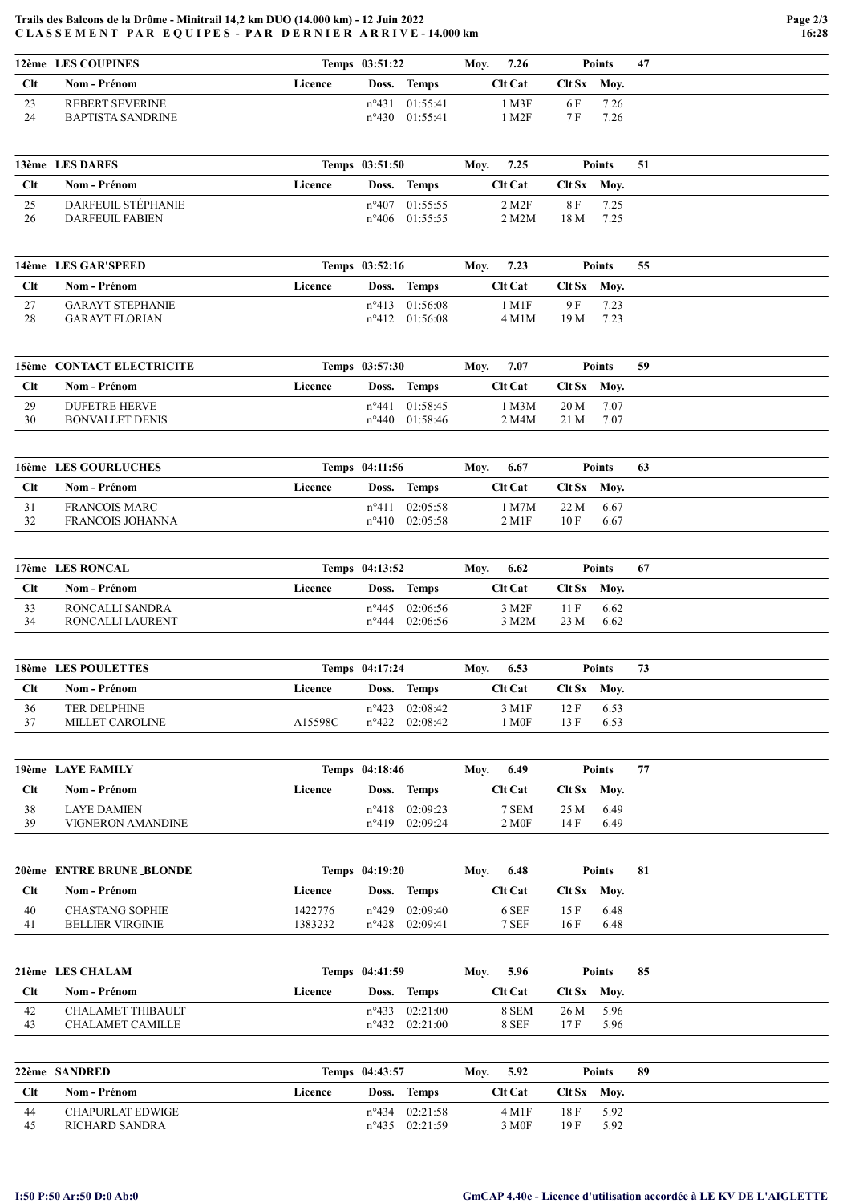**Trails des Balcons de la Drôme - Minitrail 14,2 km DUO (14.000 km) - 12 Juin 2022**
**CLASSEMENT PAR EQUIPES - PAR DERNIER ARRIVE - 14.000 km**

| 12ème LES COUPINES | | Temps 03:51:22 | | Moy. 7.26 | | Points 47 | |
|---|---|---|---|---|---|---|---|
| Clt | Nom - Prénom | Licence | Doss. | Temps | Clt Cat | Clt Sx | Moy. |
| 23 | REBERT SEVERINE | | n°431 | 01:55:41 | 1 M3F | 6 F | 7.26 |
| 24 | BAPTISTA SANDRINE | | n°430 | 01:55:41 | 1 M2F | 7 F | 7.26 |

| 13ème LES DARFS | | Temps 03:51:50 | | Moy. 7.25 | | Points 51 | |
|---|---|---|---|---|---|---|---|
| Clt | Nom - Prénom | Licence | Doss. | Temps | Clt Cat | Clt Sx | Moy. |
| 25 | DARFEUIL STÉPHANIE | | n°407 | 01:55:55 | 2 M2F | 8 F | 7.25 |
| 26 | DARFEUIL FABIEN | | n°406 | 01:55:55 | 2 M2M | 18 M | 7.25 |

| 14ème LES GAR'SPEED | | Temps 03:52:16 | | Moy. 7.23 | | Points 55 | |
|---|---|---|---|---|---|---|---|
| Clt | Nom - Prénom | Licence | Doss. | Temps | Clt Cat | Clt Sx | Moy. |
| 27 | GARAYT STEPHANIE | | n°413 | 01:56:08 | 1 M1F | 9 F | 7.23 |
| 28 | GARAYT FLORIAN | | n°412 | 01:56:08 | 4 M1M | 19 M | 7.23 |

| 15ème CONTACT ELECTRICITE | | Temps 03:57:30 | | Moy. 7.07 | | Points 59 | |
|---|---|---|---|---|---|---|---|
| Clt | Nom - Prénom | Licence | Doss. | Temps | Clt Cat | Clt Sx | Moy. |
| 29 | DUFETRE HERVE | | n°441 | 01:58:45 | 1 M3M | 20 M | 7.07 |
| 30 | BONVALLET DENIS | | n°440 | 01:58:46 | 2 M4M | 21 M | 7.07 |

| 16ème LES GOURLUCHES | | Temps 04:11:56 | | Moy. 6.67 | | Points 63 | |
|---|---|---|---|---|---|---|---|
| Clt | Nom - Prénom | Licence | Doss. | Temps | Clt Cat | Clt Sx | Moy. |
| 31 | FRANCOIS MARC | | n°411 | 02:05:58 | 1 M7M | 22 M | 6.67 |
| 32 | FRANCOIS JOHANNA | | n°410 | 02:05:58 | 2 M1F | 10 F | 6.67 |

| 17ème LES RONCAL | | Temps 04:13:52 | | Moy. 6.62 | | Points 67 | |
|---|---|---|---|---|---|---|---|
| Clt | Nom - Prénom | Licence | Doss. | Temps | Clt Cat | Clt Sx | Moy. |
| 33 | RONCALLI SANDRA | | n°445 | 02:06:56 | 3 M2F | 11 F | 6.62 |
| 34 | RONCALLI LAURENT | | n°444 | 02:06:56 | 3 M2M | 23 M | 6.62 |

| 18ème LES POULETTES | | Temps 04:17:24 | | Moy. 6.53 | | Points 73 | |
|---|---|---|---|---|---|---|---|
| Clt | Nom - Prénom | Licence | Doss. | Temps | Clt Cat | Clt Sx | Moy. |
| 36 | TER DELPHINE | | n°423 | 02:08:42 | 3 M1F | 12 F | 6.53 |
| 37 | MILLET CAROLINE | A15598C | n°422 | 02:08:42 | 1 M0F | 13 F | 6.53 |

| 19ème LAYE FAMILY | | Temps 04:18:46 | | Moy. 6.49 | | Points 77 | |
|---|---|---|---|---|---|---|---|
| Clt | Nom - Prénom | Licence | Doss. | Temps | Clt Cat | Clt Sx | Moy. |
| 38 | LAYE DAMIEN | | n°418 | 02:09:23 | 7 SEM | 25 M | 6.49 |
| 39 | VIGNERON AMANDINE | | n°419 | 02:09:24 | 2 M0F | 14 F | 6.49 |

| 20ème ENTRE BRUNE _BLONDE | | Temps 04:19:20 | | Moy. 6.48 | | Points 81 | |
|---|---|---|---|---|---|---|---|
| Clt | Nom - Prénom | Licence | Doss. | Temps | Clt Cat | Clt Sx | Moy. |
| 40 | CHASTANG SOPHIE | 1422776 | n°429 | 02:09:40 | 6 SEF | 15 F | 6.48 |
| 41 | BELLIER VIRGINIE | 1383232 | n°428 | 02:09:41 | 7 SEF | 16 F | 6.48 |

| 21ème LES CHALAM | | Temps 04:41:59 | | Moy. 5.96 | | Points 85 | |
|---|---|---|---|---|---|---|---|
| Clt | Nom - Prénom | Licence | Doss. | Temps | Clt Cat | Clt Sx | Moy. |
| 42 | CHALAMET THIBAULT | | n°433 | 02:21:00 | 8 SEM | 26 M | 5.96 |
| 43 | CHALAMET CAMILLE | | n°432 | 02:21:00 | 8 SEF | 17 F | 5.96 |

| 22ème SANDRED | | Temps 04:43:57 | | Moy. 5.92 | | Points 89 | |
|---|---|---|---|---|---|---|---|
| Clt | Nom - Prénom | Licence | Doss. | Temps | Clt Cat | Clt Sx | Moy. |
| 44 | CHAPURLAT EDWIGE | | n°434 | 02:21:58 | 4 M1F | 18 F | 5.92 |
| 45 | RICHARD SANDRA | | n°435 | 02:21:59 | 3 M0F | 19 F | 5.92 |

I:50 P:50 Ar:50 D:0 Ab:0

GmCAP 4.40e - Licence d'utilisation accordée à LE KV DE L'AIGLETTE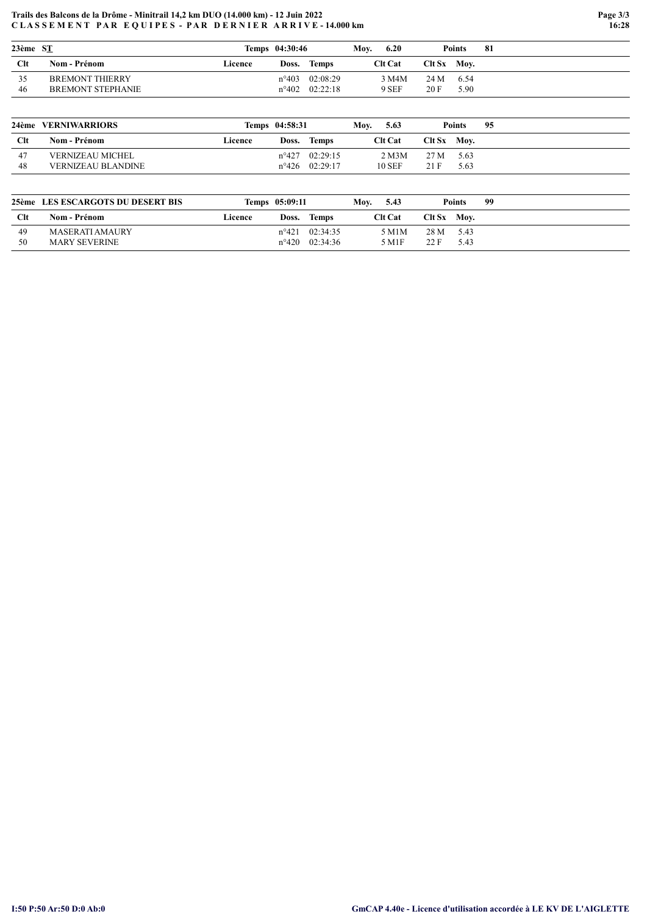| 23ème ST | | Temps 04:30:46 | | Moy. 6.20 | Points | 81 |
|---|---|---|---|---|---|---|
| **Clt** | **Nom - Prénom** | **Licence** | **Doss.** | **Temps** | **Clt Cat** | **Clt Sx** | **Moy.** |
| 35 | BREMONT THIERRY | | n°403 | 02:08:29 | 3 M4M | 24 M | 6.54 |
| 46 | BREMONT STEPHANIE | | n°402 | 02:22:18 | 9 SEF | 20 F | 5.90 |

| 24ème VERNIWARRIORS | | Temps 04:58:31 | | Moy. 5.63 | Points | 95 |
|---|---|---|---|---|---|---|
| **Clt** | **Nom - Prénom** | **Licence** | **Doss.** | **Temps** | **Clt Cat** | **Clt Sx** | **Moy.** |
| 47 | VERNIZEAU MICHEL | | n°427 | 02:29:15 | 2 M3M | 27 M | 5.63 |
| 48 | VERNIZEAU BLANDINE | | n°426 | 02:29:17 | 10 SEF | 21 F | 5.63 |

| 25ème LES ESCARGOTS DU DESERT BIS | | Temps 05:09:11 | | Moy. 5.43 | Points | 99 |
|---|---|---|---|---|---|---|
| **Clt** | **Nom - Prénom** | **Licence** | **Doss.** | **Temps** | **Clt Cat** | **Clt Sx** | **Moy.** |
| 49 | MASERATI AMAURY | | n°421 | 02:34:35 | 5 M1M | 28 M | 5.43 |
| 50 | MARY SEVERINE | | n°420 | 02:34:36 | 5 M1F | 22 F | 5.43 |

I:50 P:50 Ar:50 D:0 Ab:0

GmCAP 4.40e - Licence d'utilisation accordée à LE KV DE L'AIGLETTE